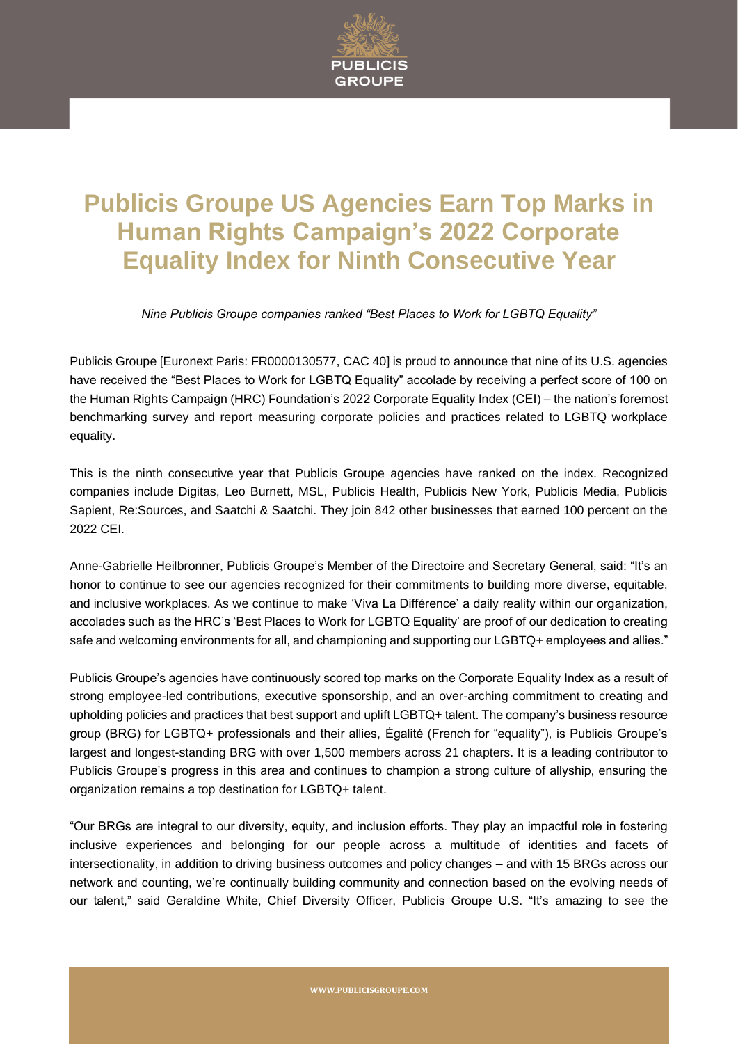# Publicis Groupe US Agencies Earn Top Marks in Human Rights Campaign's 2022 Corporate Equality Index for Ninth Consecutive Year

*Nine Publicis Groupe companies ranked "Best Places to Work for LGBTQ Equality"*

Publicis Groupe [Euronext Paris: FR0000130577, CAC 40] is proud to announce that nine of its U.S. agencies have received the "Best Places to Work for LGBTQ Equality" accolade by receiving a perfect score of 100 on the Human Rights Campaign (HRC) Foundation's 2022 Corporate Equality Index (CEI) – the nation's foremost benchmarking survey and report measuring corporate policies and practices related to LGBTQ workplace equality.

This is the ninth consecutive year that Publicis Groupe agencies have ranked on the index. Recognized companies include Digitas, Leo Burnett, MSL, Publicis Health, Publicis New York, Publicis Media, Publicis Sapient, Re:Sources, and Saatchi & Saatchi. They join 842 other businesses that earned 100 percent on the 2022 CEI.

Anne-Gabrielle Heilbronner, Publicis Groupe's Member of the Directoire and Secretary General, said: "It's an honor to continue to see our agencies recognized for their commitments to building more diverse, equitable, and inclusive workplaces. As we continue to make 'Viva La Différence' a daily reality within our organization, accolades such as the HRC's 'Best Places to Work for LGBTQ Equality' are proof of our dedication to creating safe and welcoming environments for all, and championing and supporting our LGBTQ+ employees and allies."

Publicis Groupe's agencies have continuously scored top marks on the Corporate Equality Index as a result of strong employee-led contributions, executive sponsorship, and an over-arching commitment to creating and upholding policies and practices that best support and uplift LGBTQ+ talent. The company's business resource group (BRG) for LGBTQ+ professionals and their allies, Égalité (French for "equality"), is Publicis Groupe's largest and longest-standing BRG with over 1,500 members across 21 chapters. It is a leading contributor to Publicis Groupe's progress in this area and continues to champion a strong culture of allyship, ensuring the organization remains a top destination for LGBTQ+ talent.

"Our BRGs are integral to our diversity, equity, and inclusion efforts. They play an impactful role in fostering inclusive experiences and belonging for our people across a multitude of identities and facets of intersectionality, in addition to driving business outcomes and policy changes – and with 15 BRGs across our network and counting, we're continually building community and connection based on the evolving needs of our talent," said Geraldine White, Chief Diversity Officer, Publicis Groupe U.S. "It's amazing to see the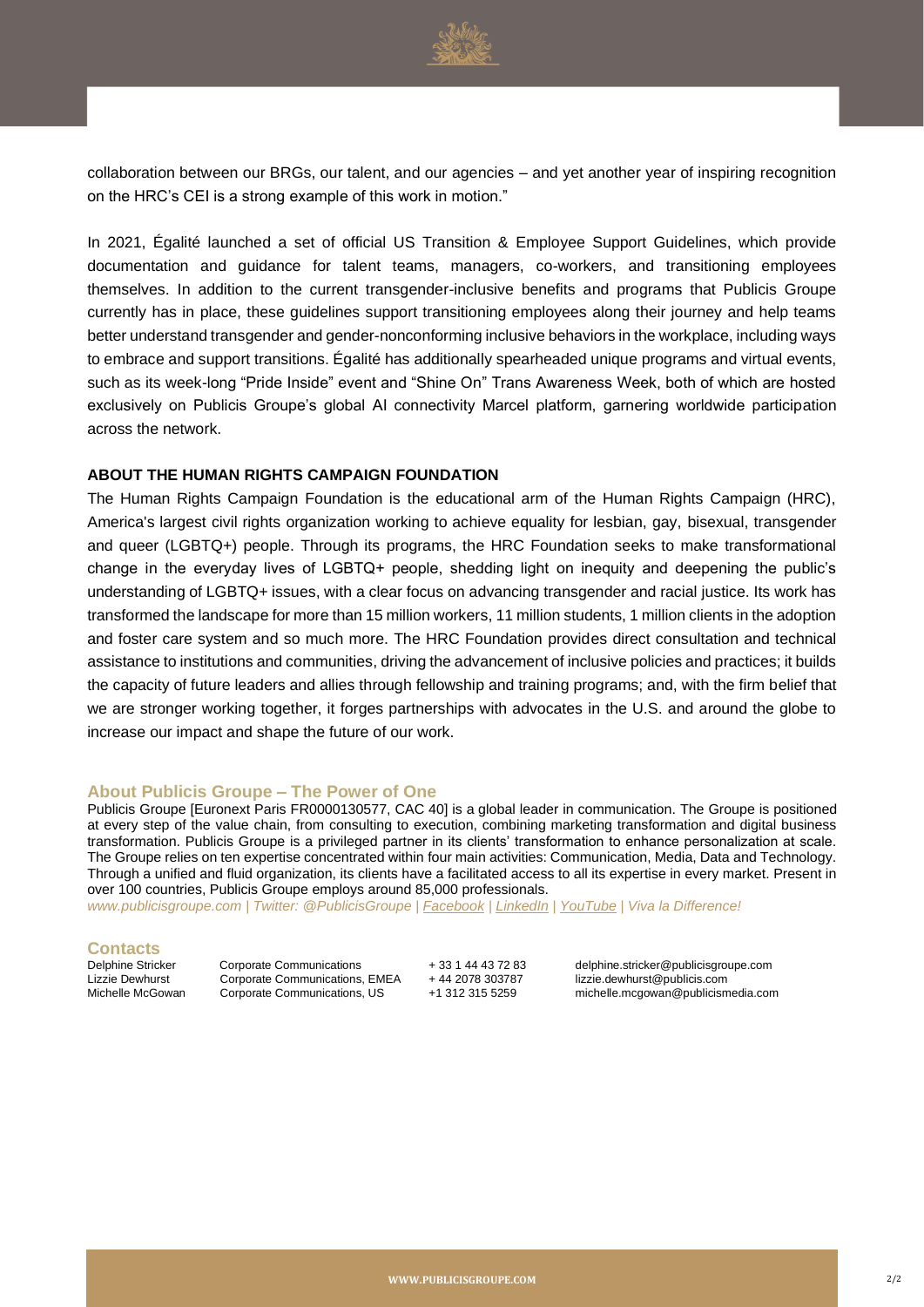collaboration between our BRGs, our talent, and our agencies – and yet another year of inspiring recognition on the HRC's CEI is a strong example of this work in motion."

In 2021, Égalité launched a set of official US Transition & Employee Support Guidelines, which provide documentation and guidance for talent teams, managers, co-workers, and transitioning employees themselves. In addition to the current transgender-inclusive benefits and programs that Publicis Groupe currently has in place, these guidelines support transitioning employees along their journey and help teams better understand transgender and gender-nonconforming inclusive behaviors in the workplace, including ways to embrace and support transitions. Égalité has additionally spearheaded unique programs and virtual events, such as its week-long "Pride Inside" event and "Shine On" Trans Awareness Week, both of which are hosted exclusively on Publicis Groupe's global AI connectivity Marcel platform, garnering worldwide participation across the network.

**ABOUT THE HUMAN RIGHTS CAMPAIGN FOUNDATION**

The Human Rights Campaign Foundation is the educational arm of the Human Rights Campaign (HRC), America's largest civil rights organization working to achieve equality for lesbian, gay, bisexual, transgender and queer (LGBTQ+) people. Through its programs, the HRC Foundation seeks to make transformational change in the everyday lives of LGBTQ+ people, shedding light on inequity and deepening the public's understanding of LGBTQ+ issues, with a clear focus on advancing transgender and racial justice. Its work has transformed the landscape for more than 15 million workers, 11 million students, 1 million clients in the adoption and foster care system and so much more. The HRC Foundation provides direct consultation and technical assistance to institutions and communities, driving the advancement of inclusive policies and practices; it builds the capacity of future leaders and allies through fellowship and training programs; and, with the firm belief that we are stronger working together, it forges partnerships with advocates in the U.S. and around the globe to increase our impact and shape the future of our work.

## About Publicis Groupe – The Power of One

Publicis Groupe [Euronext Paris FR0000130577, CAC 40] is a global leader in communication. The Groupe is positioned at every step of the value chain, from consulting to execution, combining marketing transformation and digital business transformation. Publicis Groupe is a privileged partner in its clients' transformation to enhance personalization at scale. The Groupe relies on ten expertise concentrated within four main activities: Communication, Media, Data and Technology. Through a unified and fluid organization, its clients have a facilitated access to all its expertise in every market. Present in over 100 countries, Publicis Groupe employs around 85,000 professionals.

*www.publicisgroupe.com | Twitter: @PublicisGroupe | Facebook | LinkedIn | YouTube | Viva la Difference!*

## Contacts

| | | | |
|---|---|---|---|
| Delphine Stricker | Corporate Communications | + 33 1 44 43 72 83 | delphine.stricker@publicisgroupe.com |
| Lizzie Dewhurst | Corporate Communications, EMEA | + 44 2078 303787 | lizzie.dewhurst@publicis.com |
| Michelle McGowan | Corporate Communications, US | +1 312 315 5259 | michelle.mcgowan@publicismedia.com |